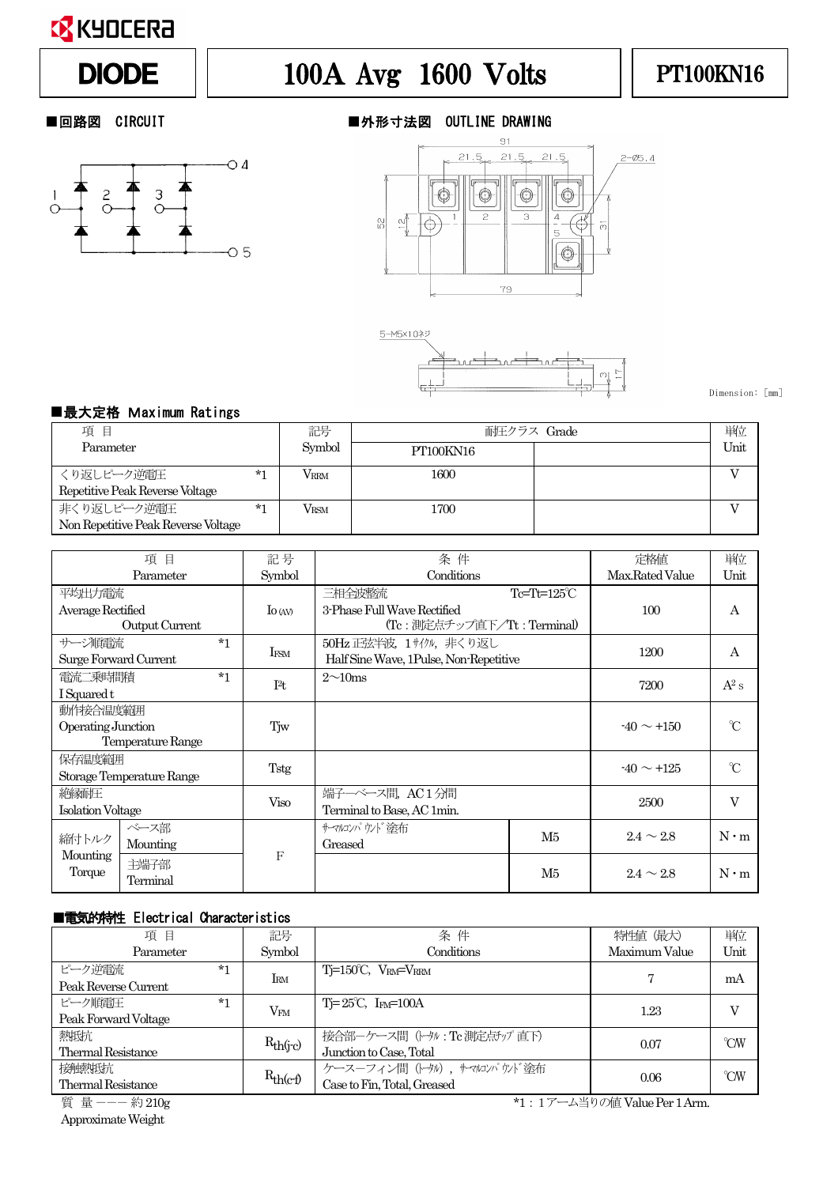KYOCERA

| DIODE | 100A Avg 1600 Volts | PT100KN16 |
|---|---|---|

## ■回路図 CIRCUIT

## ■外形寸法図 OUTLINE DRAWING

Dimension: [mm]

## ■最大定格 Maximum Ratings

| 項 目 Parameter | | 記号 Symbol | 耐圧クラス Grade | | 単位 Unit |
|---|---|---|---|---|---|
| | | | PT100KN16 | | |
| くり返しピーク逆電圧 Repetitive Peak Reverse Voltage | *1 | $V_{RRM}$ | 1600 | | V |
| 非くり返しピーク逆電圧 Non Repetitive Peak Reverse Voltage | *1 | $V_{RSM}$ | 1700 | | V |

| 項 目 Parameter | | 記 号 Symbol | 条 件 Conditions | | 定格値 Max.Rated Value | 単位 Unit |
|---|---|---|---|---|---|---|
| 平均出力電流 Average Rectified Output Current | | $I_{O(AV)}$ | 三相全波整流 3-Phase Full Wave Rectified (Tc：測定点チップ直下／Tt：Terminal) | Tc=Tt=125℃ | 100 | A |
| サージ順電流 Surge Forward Current | *1 | $I_{FSM}$ | 50Hz 正弦半波, 1ｻｲｸﾙ, 非くり返し Half Sine Wave, 1Pulse, Non-Repetitive | | 1200 | A |
| 電流二乗時間積 I Squared t | *1 | $I^2t$ | 2～10ms | | 7200 | $A^2s$ |
| 動作接合温度範囲 Operating Junction Temperature Range | | Tjw | | | -40 ～ +150 | ℃ |
| 保存温度範囲 Storage Temperature Range | | Tstg | | | -40 ～ +125 | ℃ |
| 絶縁耐圧 Isolation Voltage | | Viso | 端子―ベース間, AC 1 分間 Terminal to Base, AC 1min. | | 2500 | V |
| 締付トルク Mounting Torque | ベース部 Mounting | F | ｻｰﾏﾙｺﾝﾊﾟｳﾝﾄﾞ塗布 Greased | M5 | 2.4 ～ 2.8 | N・m |
| | 主端子部 Terminal | | | M5 | 2.4 ～ 2.8 | N・m |

## ■電気的特性 Electrical Characteristics

| 項 目 Parameter | | 記号 Symbol | 条 件 Conditions | 特性値（最大） Maximum Value | 単位 Unit |
|---|---|---|---|---|---|
| ピーク逆電流 Peak Reverse Current | *1 | $I_{RM}$ | Tj=150℃, $V_{RM}$=$V_{RRM}$ | 7 | mA |
| ピーク順電圧 Peak Forward Voltage | *1 | $V_{FM}$ | Tj= 25℃, $I_{FM}$=100A | 1.23 | V |
| 熱抵抗 Thermal Resistance | | $R_{th(j\text{-}c)}$ | 接合部―ケース間（ﾄｰﾀﾙ：Tc 測定点ﾁｯﾌﾟ直下） Junction to Case, Total | 0.07 | ℃/W |
| 接触熱抵抗 Thermal Resistance | | $R_{th(c\text{-}f)}$ | ケース―フィン間（ﾄｰﾀﾙ），ｻｰﾏﾙｺﾝﾊﾟｳﾝﾄﾞ塗布 Case to Fin, Total, Greased | 0.06 | ℃/W |

質 量 ――― 約 210g
Approximate Weight

*1：1アーム当りの値 Value Per 1 Arm.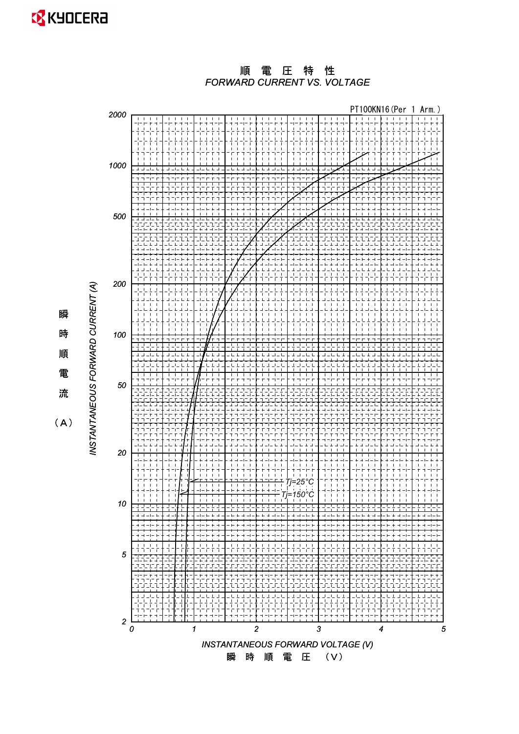# 順 電 圧 特 性

## FORWARD CURRENT VS. VOLTAGE

PT100KN16(Per 1 Arm.)

瞬時順電流 (A)

INSTANTANEOUS FORWARD CURRENT (A)

2000, 1000, 500, 200, 100, 50, 20, 10, 5, 2

Tj=25°C

Tj=150°C

0, 1, 2, 3, 4, 5

INSTANTANEOUS FORWARD VOLTAGE (V)

瞬 時 順 電 圧 (V)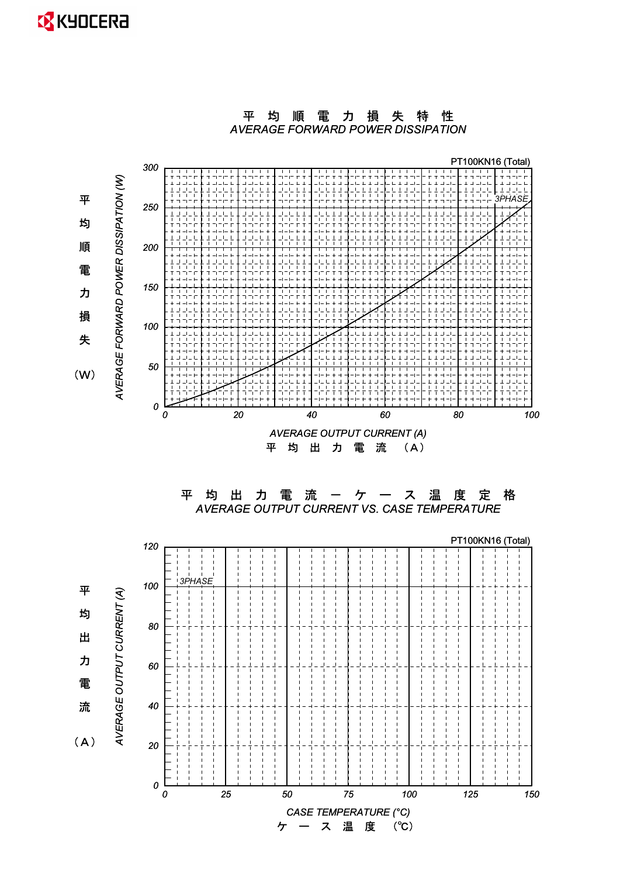# 平 均 順 電 力 損 失 特 性

*AVERAGE FORWARD POWER DISSIPATION*

PT100KN16 (Total)

3PHASE

平均順電力損失（W）

*AVERAGE FORWARD POWER DISSIPATION (W)*

0, 50, 100, 150, 200, 250, 300

0, 20, 40, 60, 80, 100

*AVERAGE OUTPUT CURRENT (A)*

平 均 出 力 電 流 （A）

# 平 均 出 力 電 流 ー ケ ー ス 温 度 定 格

*AVERAGE OUTPUT CURRENT VS. CASE TEMPERATURE*

PT100KN16 (Total)

3PHASE

平均出力電流（A）

*AVERAGE OUTPUT CURRENT (A)*

0, 20, 40, 60, 80, 100, 120

0, 25, 50, 75, 100, 125, 150

*CASE TEMPERATURE (°C)*

ケ ー ス 温 度 （℃）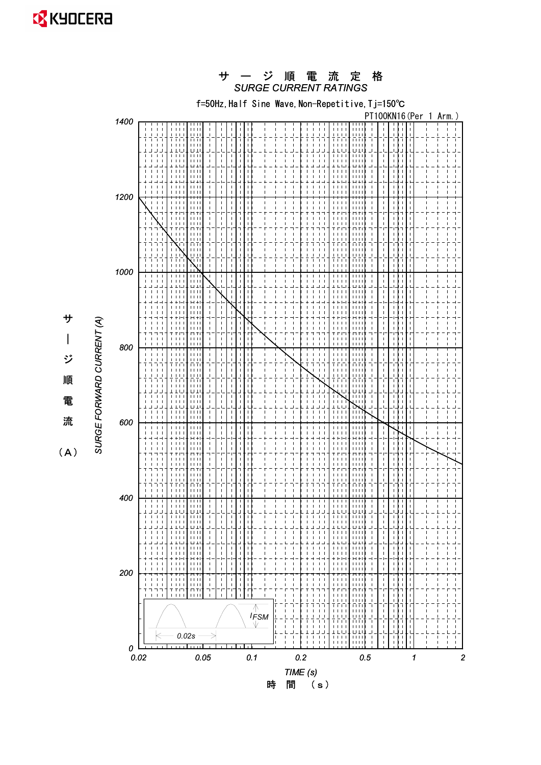# サージ順電流定格
## SURGE CURRENT RATINGS

f=50Hz, Half Sine Wave, Non-Repetitive, Tj=150℃

PT100KN16 (Per 1 Arm.)

Y-axis: サージ順電流 (A) / SURGE FORWARD CURRENT (A) — 0, 200, 400, 600, 800, 1000, 1200, 1400

X-axis: TIME (s) / 時間 (s) — 0.02, 0.05, 0.1, 0.2, 0.5, 1, 2

Inset: $I_{FSM}$, 0.02s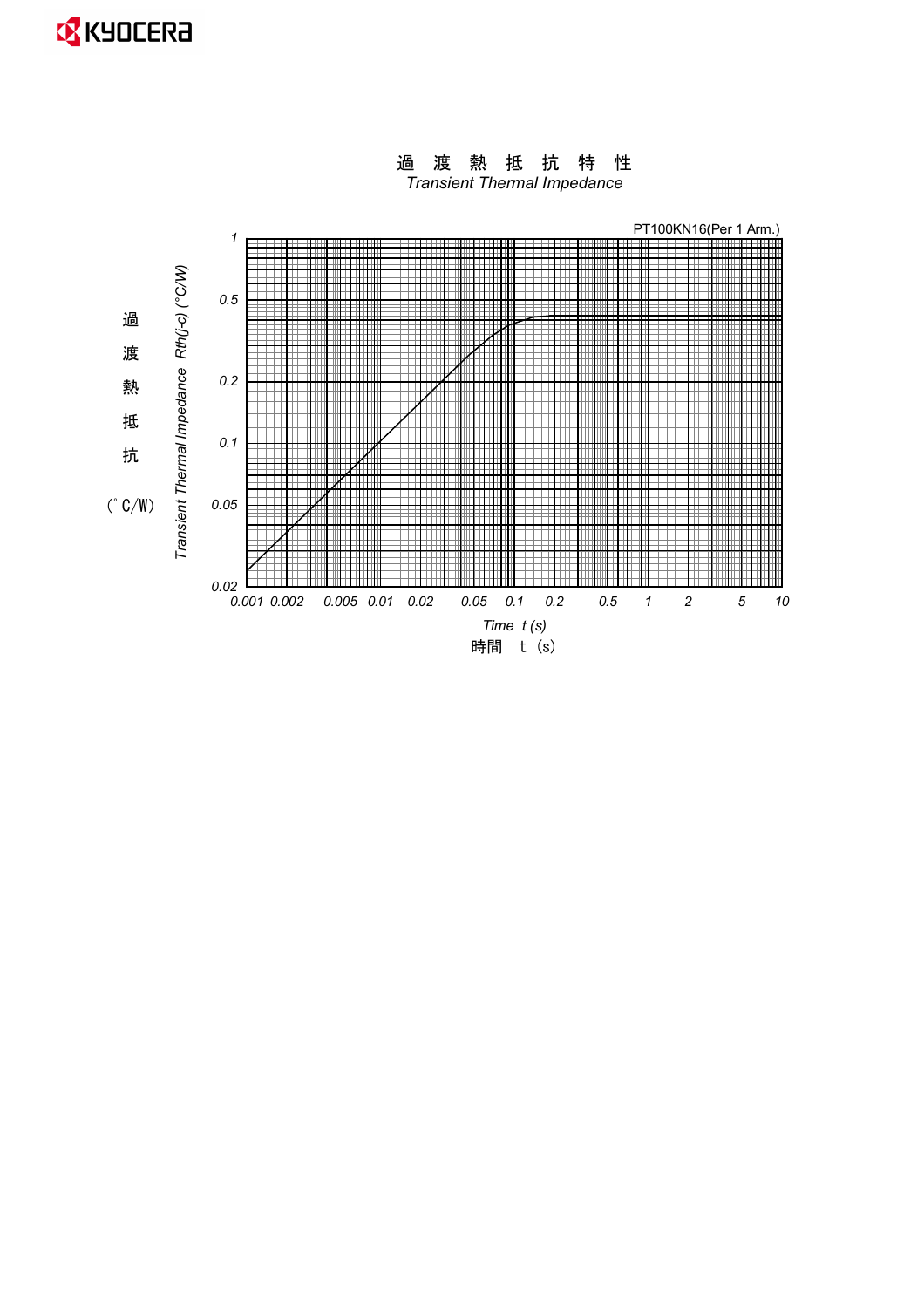# 過 渡 熱 抵 抗 特 性

*Transient Thermal Impedance*

PT100KN16(Per 1 Arm.)

過渡熱抵抗 (゜C/W)

*Transient Thermal Impedance Rth(j-c) (°C/W)*

1
0.5
0.2
0.1
0.05
0.02

0.001 0.002 0.005 0.01 0.02 0.05 0.1 0.2 0.5 1 2 5 10

*Time t (s)*

時間 t (s)